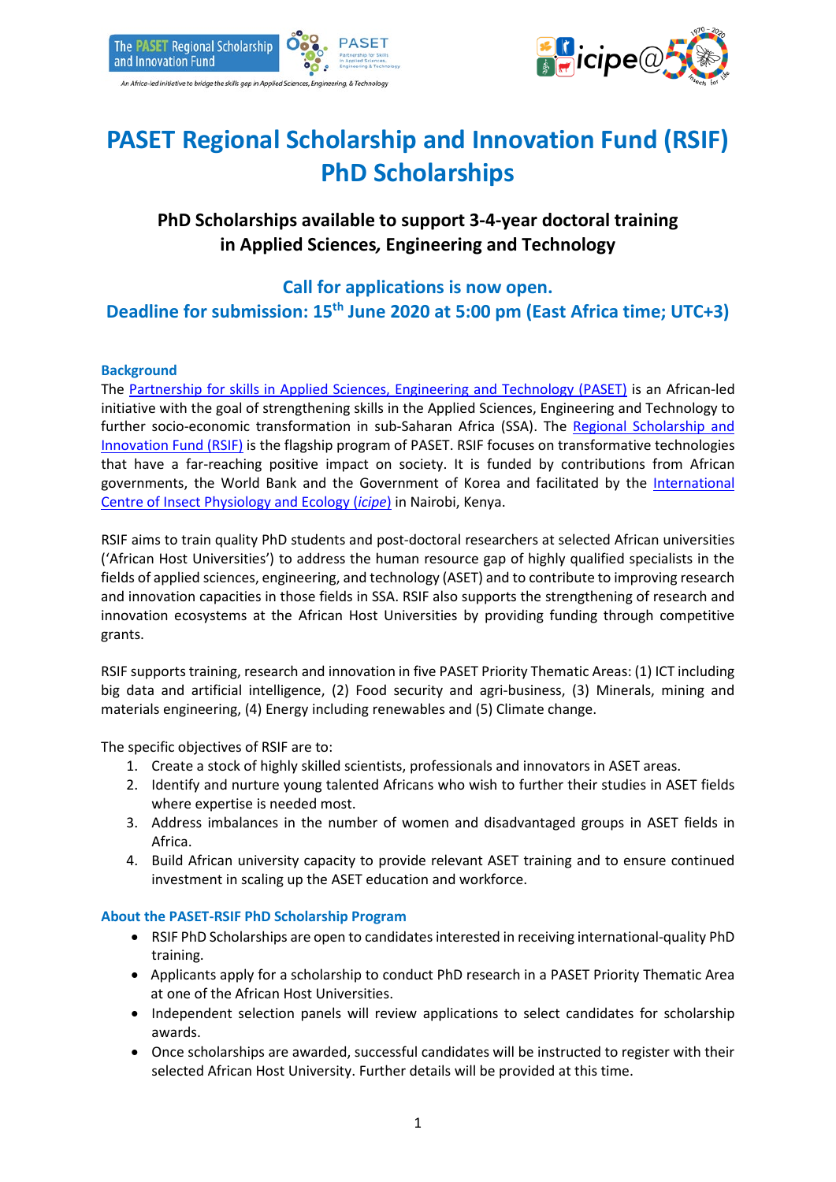# PASET Regional Scholarship and Innovation Fund (RSIF) PhD Scholarships

### PhD Scholarships available to support 3-4-year doctoral training in Applied Sciences, Engineering and Technology

**Call for applications is now open.**
**Deadline for submission: 15th June 2020 at 5:00 pm (East Africa time; UTC+3)**

## Background

The Partnership for skills in Applied Sciences, Engineering and Technology (PASET) is an African-led initiative with the goal of strengthening skills in the Applied Sciences, Engineering and Technology to further socio-economic transformation in sub-Saharan Africa (SSA). The Regional Scholarship and Innovation Fund (RSIF) is the flagship program of PASET. RSIF focuses on transformative technologies that have a far-reaching positive impact on society. It is funded by contributions from African governments, the World Bank and the Government of Korea and facilitated by the International Centre of Insect Physiology and Ecology (*icipe*) in Nairobi, Kenya.

RSIF aims to train quality PhD students and post-doctoral researchers at selected African universities ('African Host Universities') to address the human resource gap of highly qualified specialists in the fields of applied sciences, engineering, and technology (ASET) and to contribute to improving research and innovation capacities in those fields in SSA. RSIF also supports the strengthening of research and innovation ecosystems at the African Host Universities by providing funding through competitive grants.

RSIF supports training, research and innovation in five PASET Priority Thematic Areas: (1) ICT including big data and artificial intelligence, (2) Food security and agri-business, (3) Minerals, mining and materials engineering, (4) Energy including renewables and (5) Climate change.

The specific objectives of RSIF are to:

1. Create a stock of highly skilled scientists, professionals and innovators in ASET areas.
2. Identify and nurture young talented Africans who wish to further their studies in ASET fields where expertise is needed most.
3. Address imbalances in the number of women and disadvantaged groups in ASET fields in Africa.
4. Build African university capacity to provide relevant ASET training and to ensure continued investment in scaling up the ASET education and workforce.

## About the PASET-RSIF PhD Scholarship Program

- RSIF PhD Scholarships are open to candidates interested in receiving international-quality PhD training.
- Applicants apply for a scholarship to conduct PhD research in a PASET Priority Thematic Area at one of the African Host Universities.
- Independent selection panels will review applications to select candidates for scholarship awards.
- Once scholarships are awarded, successful candidates will be instructed to register with their selected African Host University. Further details will be provided at this time.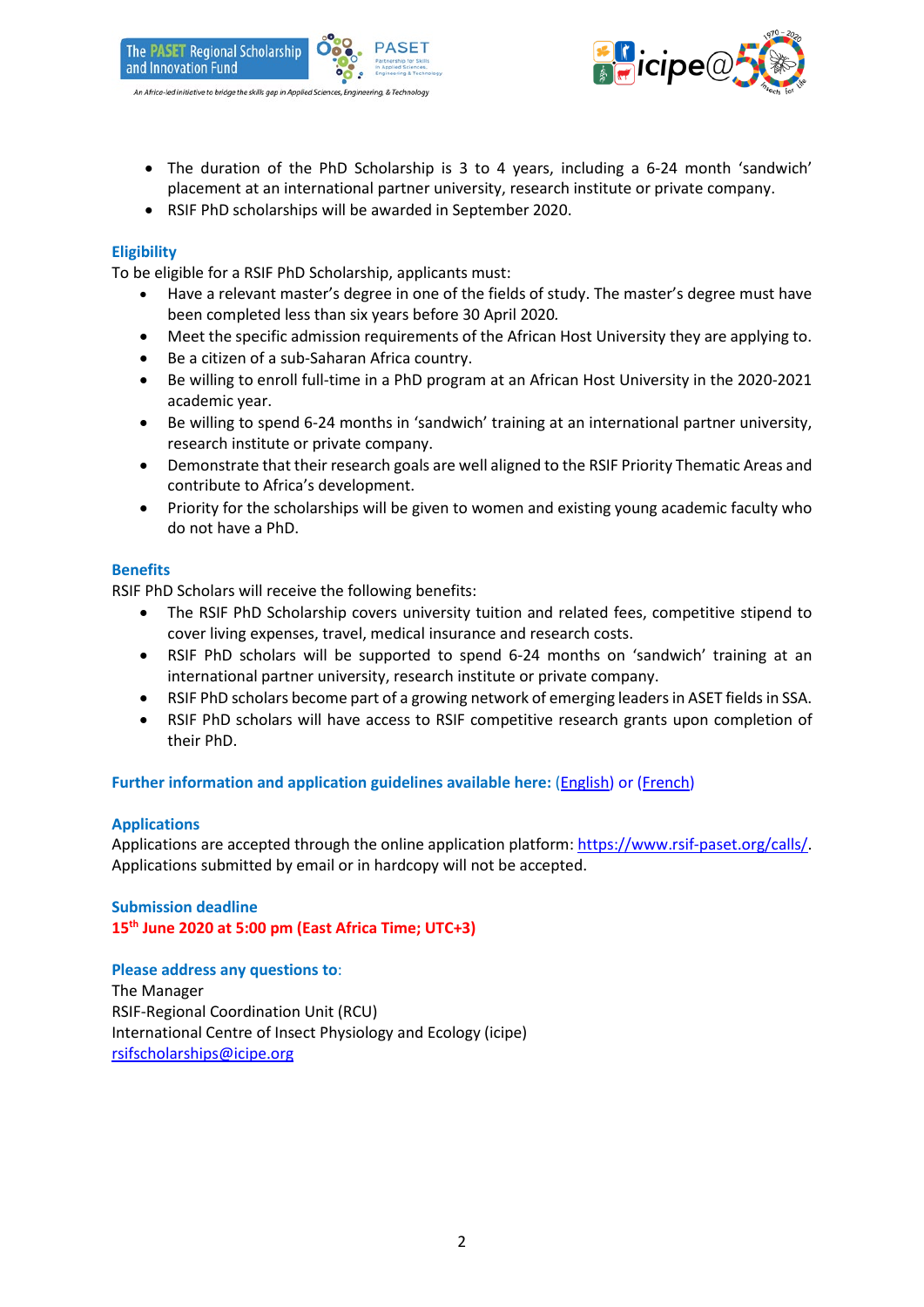- The duration of the PhD Scholarship is 3 to 4 years, including a 6-24 month ‘sandwich’ placement at an international partner university, research institute or private company.
- RSIF PhD scholarships will be awarded in September 2020.

### Eligibility

To be eligible for a RSIF PhD Scholarship, applicants must:

- Have a relevant master’s degree in one of the fields of study. The master’s degree must have been completed less than six years before 30 April 2020.
- Meet the specific admission requirements of the African Host University they are applying to.
- Be a citizen of a sub-Saharan Africa country.
- Be willing to enroll full-time in a PhD program at an African Host University in the 2020-2021 academic year.
- Be willing to spend 6-24 months in ‘sandwich’ training at an international partner university, research institute or private company.
- Demonstrate that their research goals are well aligned to the RSIF Priority Thematic Areas and contribute to Africa’s development.
- Priority for the scholarships will be given to women and existing young academic faculty who do not have a PhD.

### Benefits

RSIF PhD Scholars will receive the following benefits:

- The RSIF PhD Scholarship covers university tuition and related fees, competitive stipend to cover living expenses, travel, medical insurance and research costs.
- RSIF PhD scholars will be supported to spend 6-24 months on ‘sandwich’ training at an international partner university, research institute or private company.
- RSIF PhD scholars become part of a growing network of emerging leaders in ASET fields in SSA.
- RSIF PhD scholars will have access to RSIF competitive research grants upon completion of their PhD.

**Further information and application guidelines available here:** (English) or (French)

### Applications

Applications are accepted through the online application platform: https://www.rsif-paset.org/calls/. Applications submitted by email or in hardcopy will not be accepted.

### Submission deadline

**15th June 2020 at 5:00 pm (East Africa Time; UTC+3)**

### Please address any questions to:

The Manager
RSIF-Regional Coordination Unit (RCU)
International Centre of Insect Physiology and Ecology (icipe)
rsifscholarships@icipe.org